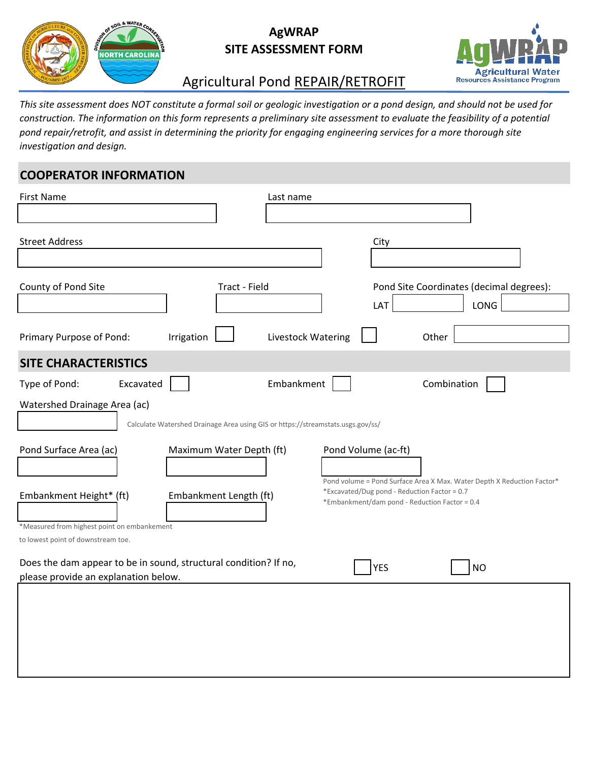# AgWRAP
## SITE ASSESSMENT FORM
### Agricultural Pond REPAIR/RETROFIT

AgWRAP Agricultural Water Resources Assistance Program

*This site assessment does NOT constitute a formal soil or geologic investigation or a pond design, and should not be used for construction. The information on this form represents a preliminary site assessment to evaluate the feasibility of a potential pond repair/retrofit, and assist in determining the priority for engaging engineering services for a more thorough site investigation and design.*

## COOPERATOR INFORMATION

First Name ______ Last name ______

Street Address ______ City ______

County of Pond Site ______ Tract - Field ______ Pond Site Coordinates (decimal degrees): LAT ______ LONG ______

Primary Purpose of Pond: Irrigation ☐ Livestock Watering ☐ Other ______

## SITE CHARACTERISTICS

Type of Pond: Excavated ☐ Embankment ☐ Combination ☐

Watershed Drainage Area (ac) ______

Calculate Watershed Drainage Area using GIS or https://streamstats.usgs.gov/ss/

Pond Surface Area (ac) ______ Maximum Water Depth (ft) ______ Pond Volume (ac-ft) ______

Pond volume = Pond Surface Area X Max. Water Depth X Reduction Factor*
*Excavated/Dug pond - Reduction Factor = 0.7
*Embankment/dam pond - Reduction Factor = 0.4

Embankment Height* (ft) ______ Embankment Length (ft) ______

*Measured from highest point on embankement to lowest point of downstream toe.

Does the dam appear to be in sound, structural condition? If no, please provide an explanation below. ☐ YES ☐ NO

______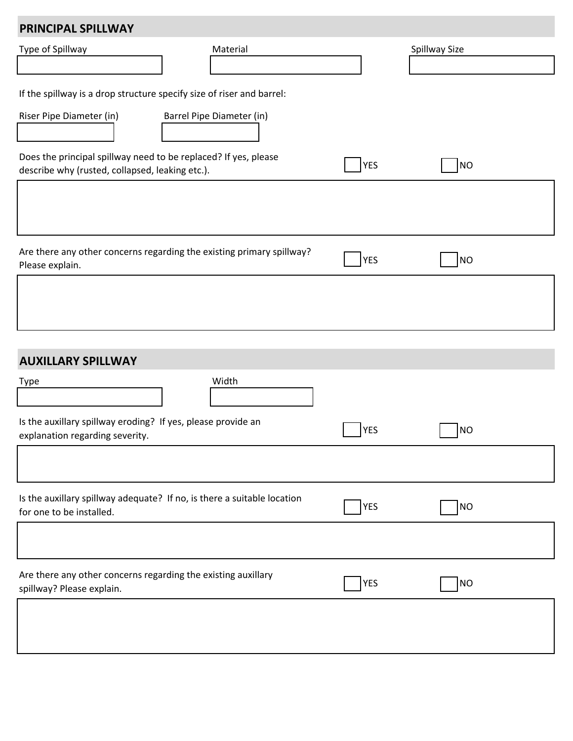## PRINCIPAL SPILLWAY

Type of Spillway

Material

Spillway Size

If the spillway is a drop structure specify size of riser and barrel:

Riser Pipe Diameter (in)

Barrel Pipe Diameter (in)

Does the principal spillway need to be replaced? If yes, please describe why (rusted, collapsed, leaking etc.).

☐ YES ☐ NO

Are there any other concerns regarding the existing primary spillway? Please explain.

☐ YES ☐ NO

## AUXILLARY SPILLWAY

Type

Width

Is the auxillary spillway eroding? If yes, please provide an explanation regarding severity.

☐ YES ☐ NO

Is the auxillary spillway adequate? If no, is there a suitable location for one to be installed.

☐ YES ☐ NO

Are there any other concerns regarding the existing auxillary spillway? Please explain.

☐ YES ☐ NO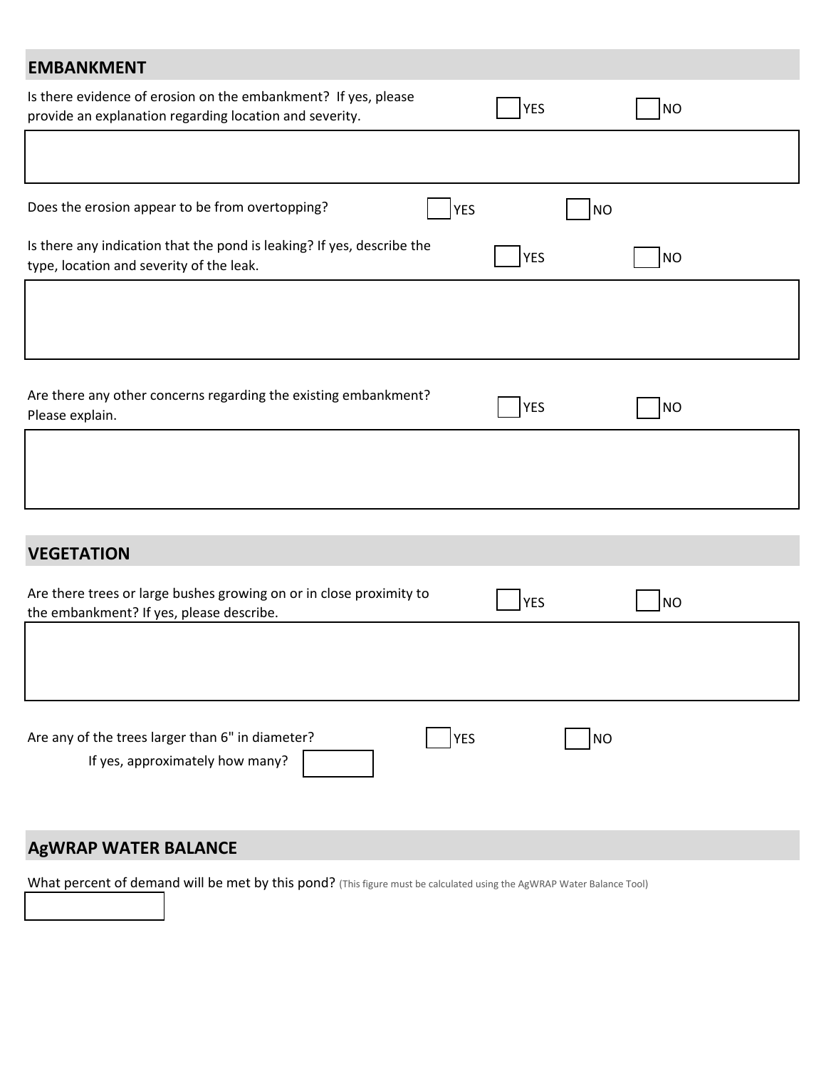## EMBANKMENT

Is there evidence of erosion on the embankment? If yes, please provide an explanation regarding location and severity. ☐ YES ☐ NO

Does the erosion appear to be from overtopping? ☐ YES ☐ NO

Is there any indication that the pond is leaking? If yes, describe the type, location and severity of the leak. ☐ YES ☐ NO

Are there any other concerns regarding the existing embankment? Please explain. ☐ YES ☐ NO

## VEGETATION

Are there trees or large bushes growing on or in close proximity to the embankment? If yes, please describe. ☐ YES ☐ NO

Are any of the trees larger than 6" in diameter? ☐ YES ☐ NO

If yes, approximately how many?

## AgWRAP WATER BALANCE

What percent of demand will be met by this pond? (This figure must be calculated using the AgWRAP Water Balance Tool)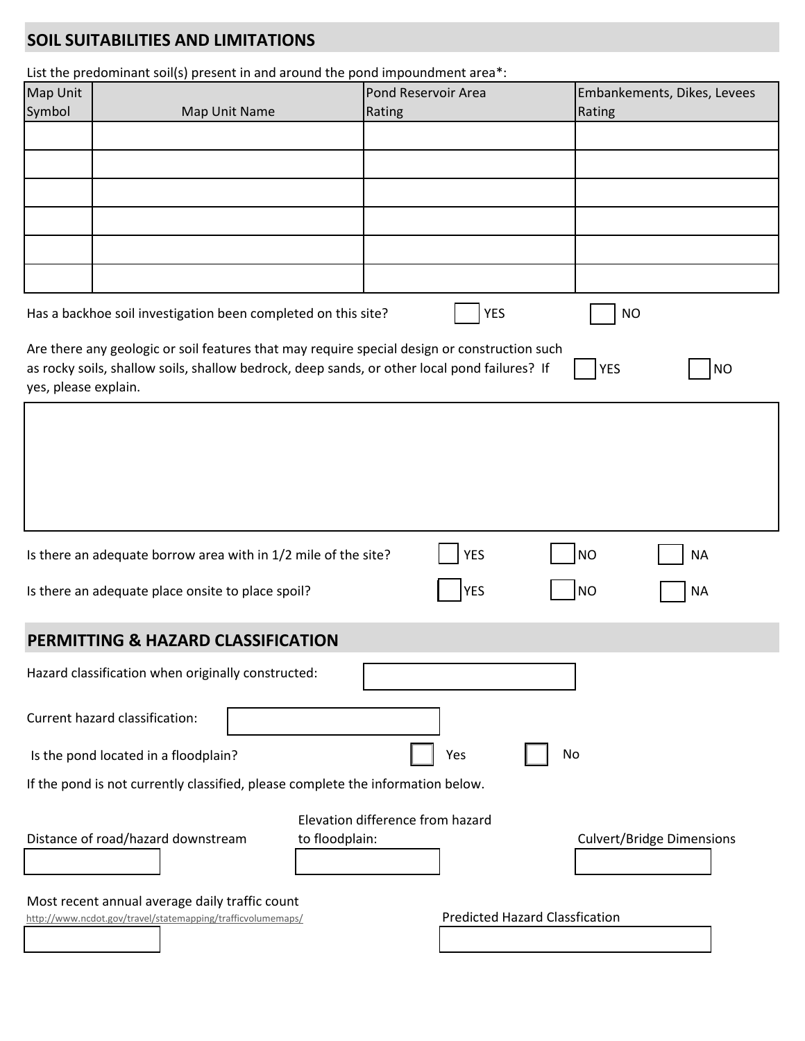## SOIL SUITABILITIES AND LIMITATIONS

List the predominant soil(s) present in and around the pond impoundment area*:

| Map Unit Symbol | Map Unit Name | Pond Reservoir Area Rating | Embankements, Dikes, Levees Rating |
|---|---|---|---|
| | | | |
| | | | |
| | | | |
| | | | |
| | | | |
| | | | |

Has a backhoe soil investigation been completed on this site? ☐ YES ☐ NO

Are there any geologic or soil features that may require special design or construction such as rocky soils, shallow soils, shallow bedrock, deep sands, or other local pond failures? If yes, please explain. ☐ YES ☐ NO

Is there an adequate borrow area with in 1/2 mile of the site? ☐ YES ☐ NO ☐ NA

Is there an adequate place onsite to place spoil? ☐ YES ☐ NO ☐ NA

## PERMITTING & HAZARD CLASSIFICATION

Hazard classification when originally constructed:

Current hazard classification:

Is the pond located in a floodplain? ☐ Yes ☐ No

If the pond is not currently classified, please complete the information below.

Distance of road/hazard downstream

Elevation difference from hazard to floodplain:

Culvert/Bridge Dimensions

Most recent annual average daily traffic count
http://www.ncdot.gov/travel/statemapping/trafficvolumemaps/

Predicted Hazard Classfication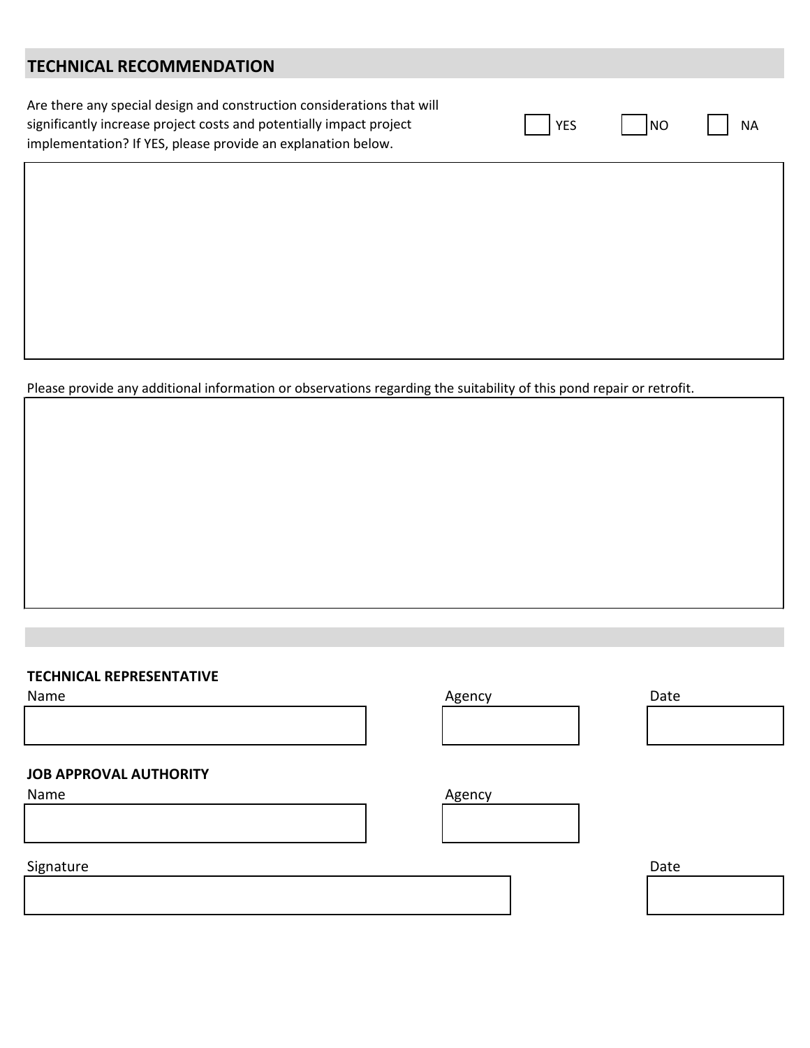## TECHNICAL RECOMMENDATION

Are there any special design and construction considerations that will significantly increase project costs and potentially impact project implementation? If YES, please provide an explanation below.

☐ YES ☐ NO ☐ NA

Please provide any additional information or observations regarding the suitability of this pond repair or retrofit.

**TECHNICAL REPRESENTATIVE**

| Name | Agency | Date |
| --- | --- | --- |
| | | |

**JOB APPROVAL AUTHORITY**

| Name | Agency |
| --- | --- |
| | |

| Signature | Date |
| --- | --- |
| | |